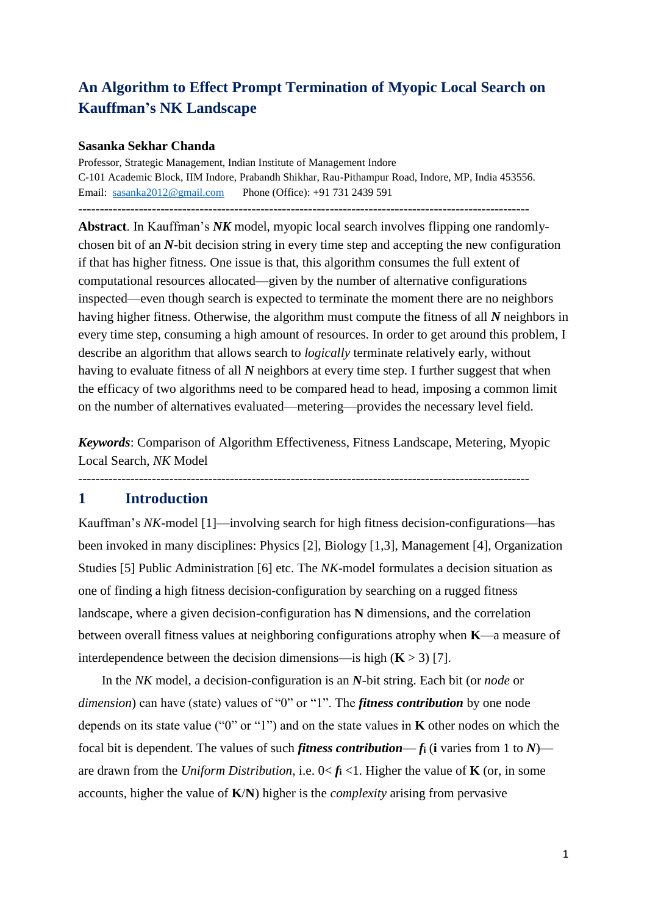# An Algorithm to Effect Prompt Termination of Myopic Local Search on Kauffman's NK Landscape

**Sasanka Sekhar Chanda**

Professor, Strategic Management, Indian Institute of Management Indore
C-101 Academic Block, IIM Indore, Prabandh Shikhar, Rau-Pithampur Road, Indore, MP, India 453556.
Email: sasanka2012@gmail.com Phone (Office): +91 731 2439 591

---

**Abstract**. In Kauffman's ***NK*** model, myopic local search involves flipping one randomly-chosen bit of an ***N***-bit decision string in every time step and accepting the new configuration if that has higher fitness. One issue is that, this algorithm consumes the full extent of computational resources allocated—given by the number of alternative configurations inspected—even though search is expected to terminate the moment there are no neighbors having higher fitness. Otherwise, the algorithm must compute the fitness of all ***N*** neighbors in every time step, consuming a high amount of resources. In order to get around this problem, I describe an algorithm that allows search to *logically* terminate relatively early, without having to evaluate fitness of all ***N*** neighbors at every time step. I further suggest that when the efficacy of two algorithms need to be compared head to head, imposing a common limit on the number of alternatives evaluated—metering—provides the necessary level field.

***Keywords***: Comparison of Algorithm Effectiveness, Fitness Landscape, Metering, Myopic Local Search, *NK* Model

---

## 1 Introduction

Kauffman's *NK*-model [1]—involving search for high fitness decision-configurations—has been invoked in many disciplines: Physics [2], Biology [1,3], Management [4], Organization Studies [5] Public Administration [6] etc. The *NK*-model formulates a decision situation as one of finding a high fitness decision-configuration by searching on a rugged fitness landscape, where a given decision-configuration has **N** dimensions, and the correlation between overall fitness values at neighboring configurations atrophy when **K**—a measure of interdependence between the decision dimensions—is high (**K** > 3) [7].

In the *NK* model, a decision-configuration is an ***N***-bit string. Each bit (or *node* or *dimension*) can have (state) values of "0" or "1". The ***fitness contribution*** by one node depends on its state value ("0" or "1") and on the state values in **K** other nodes on which the focal bit is dependent. The values of such ***fitness contribution***— $\boldsymbol{f_i}$ (**i** varies from 1 to ***N***)—are drawn from the *Uniform Distribution*, i.e. $0 < \boldsymbol{f_i} < 1$. Higher the value of **K** (or, in some accounts, higher the value of **K**/**N**) higher is the *complexity* arising from pervasive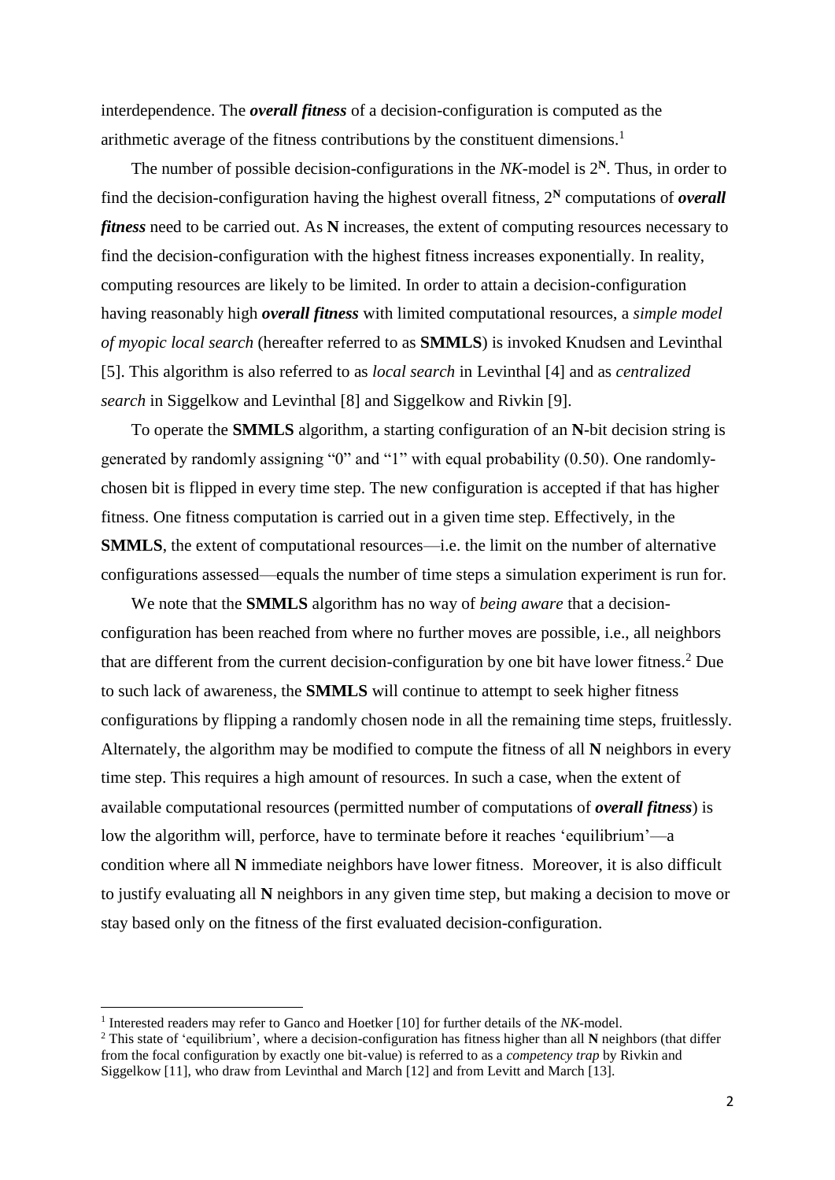interdependence. The ***overall fitness*** of a decision-configuration is computed as the arithmetic average of the fitness contributions by the constituent dimensions.[1]

The number of possible decision-configurations in the *NK*-model is $2^{\mathbf{N}}$. Thus, in order to find the decision-configuration having the highest overall fitness, $2^{\mathbf{N}}$ computations of ***overall fitness*** need to be carried out. As **N** increases, the extent of computing resources necessary to find the decision-configuration with the highest fitness increases exponentially. In reality, computing resources are likely to be limited. In order to attain a decision-configuration having reasonably high ***overall fitness*** with limited computational resources, a *simple model of myopic local search* (hereafter referred to as **SMMLS**) is invoked Knudsen and Levinthal [5]. This algorithm is also referred to as *local search* in Levinthal [4] and as *centralized search* in Siggelkow and Levinthal [8] and Siggelkow and Rivkin [9].

To operate the **SMMLS** algorithm, a starting configuration of an **N**-bit decision string is generated by randomly assigning "0" and "1" with equal probability (0.50). One randomly-chosen bit is flipped in every time step. The new configuration is accepted if that has higher fitness. One fitness computation is carried out in a given time step. Effectively, in the **SMMLS**, the extent of computational resources—i.e. the limit on the number of alternative configurations assessed—equals the number of time steps a simulation experiment is run for.

We note that the **SMMLS** algorithm has no way of *being aware* that a decision-configuration has been reached from where no further moves are possible, i.e., all neighbors that are different from the current decision-configuration by one bit have lower fitness.[2] Due to such lack of awareness, the **SMMLS** will continue to attempt to seek higher fitness configurations by flipping a randomly chosen node in all the remaining time steps, fruitlessly. Alternately, the algorithm may be modified to compute the fitness of all **N** neighbors in every time step. This requires a high amount of resources. In such a case, when the extent of available computational resources (permitted number of computations of ***overall fitness***) is low the algorithm will, perforce, have to terminate before it reaches 'equilibrium'—a condition where all **N** immediate neighbors have lower fitness. Moreover, it is also difficult to justify evaluating all **N** neighbors in any given time step, but making a decision to move or stay based only on the fitness of the first evaluated decision-configuration.

---

[1] Interested readers may refer to Ganco and Hoetker [10] for further details of the *NK*-model.

[2] This state of 'equilibrium', where a decision-configuration has fitness higher than all **N** neighbors (that differ from the focal configuration by exactly one bit-value) is referred to as a *competency trap* by Rivkin and Siggelkow [11], who draw from Levinthal and March [12] and from Levitt and March [13].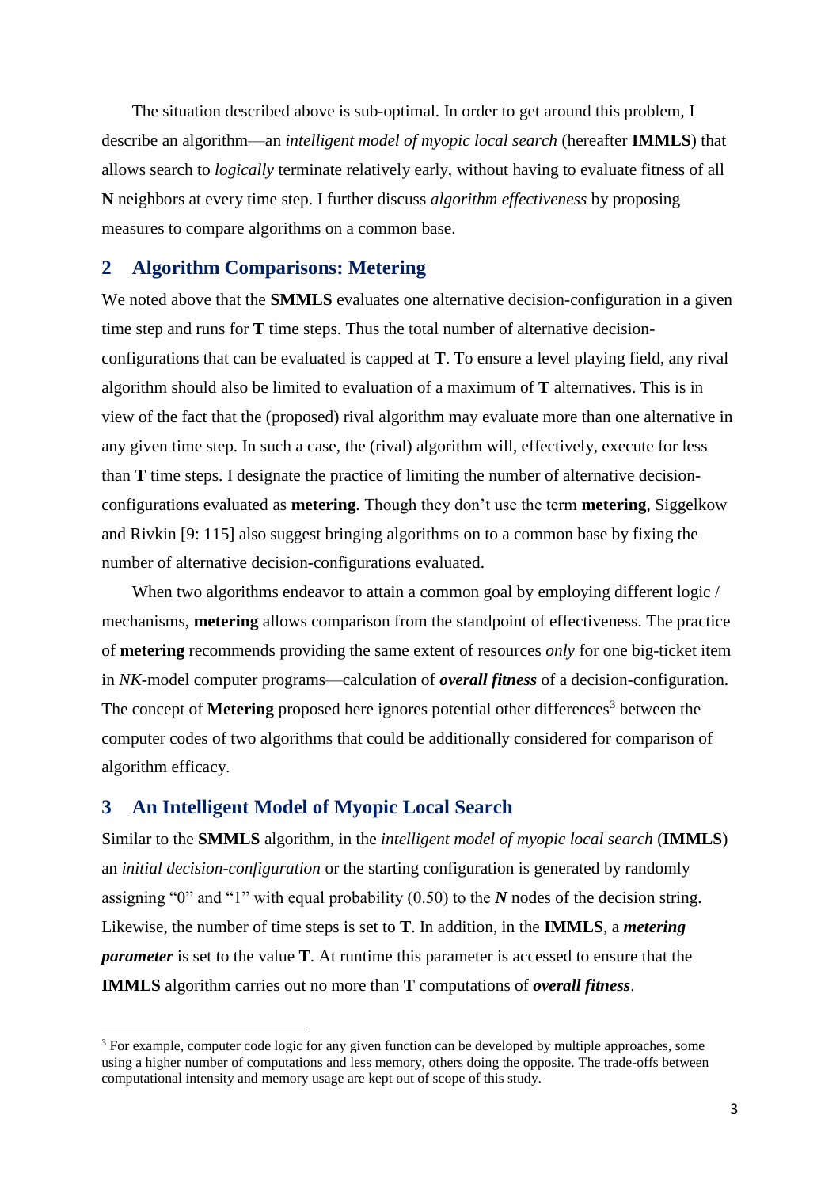The situation described above is sub-optimal. In order to get around this problem, I describe an algorithm—an *intelligent model of myopic local search* (hereafter **IMMLS**) that allows search to *logically* terminate relatively early, without having to evaluate fitness of all **N** neighbors at every time step. I further discuss *algorithm effectiveness* by proposing measures to compare algorithms on a common base.

## 2 Algorithm Comparisons: Metering

We noted above that the **SMMLS** evaluates one alternative decision-configuration in a given time step and runs for **T** time steps. Thus the total number of alternative decision-configurations that can be evaluated is capped at **T**. To ensure a level playing field, any rival algorithm should also be limited to evaluation of a maximum of **T** alternatives. This is in view of the fact that the (proposed) rival algorithm may evaluate more than one alternative in any given time step. In such a case, the (rival) algorithm will, effectively, execute for less than **T** time steps. I designate the practice of limiting the number of alternative decision-configurations evaluated as **metering**. Though they don't use the term **metering**, Siggelkow and Rivkin [9: 115] also suggest bringing algorithms on to a common base by fixing the number of alternative decision-configurations evaluated.

When two algorithms endeavor to attain a common goal by employing different logic / mechanisms, **metering** allows comparison from the standpoint of effectiveness. The practice of **metering** recommends providing the same extent of resources *only* for one big-ticket item in *NK*-model computer programs—calculation of ***overall fitness*** of a decision-configuration. The concept of **Metering** proposed here ignores potential other differences[3] between the computer codes of two algorithms that could be additionally considered for comparison of algorithm efficacy.

## 3 An Intelligent Model of Myopic Local Search

Similar to the **SMMLS** algorithm, in the *intelligent model of myopic local search* (**IMMLS**) an *initial decision-configuration* or the starting configuration is generated by randomly assigning "0" and "1" with equal probability (0.50) to the ***N*** nodes of the decision string. Likewise, the number of time steps is set to **T**. In addition, in the **IMMLS**, a ***metering parameter*** is set to the value **T**. At runtime this parameter is accessed to ensure that the **IMMLS** algorithm carries out no more than **T** computations of ***overall fitness***.

---

[3] For example, computer code logic for any given function can be developed by multiple approaches, some using a higher number of computations and less memory, others doing the opposite. The trade-offs between computational intensity and memory usage are kept out of scope of this study.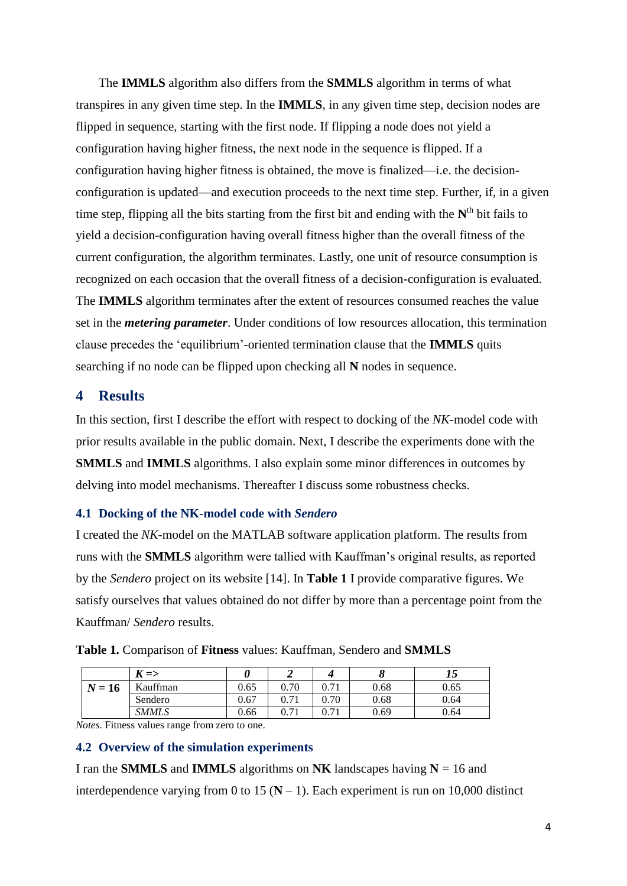The **IMMLS** algorithm also differs from the **SMMLS** algorithm in terms of what transpires in any given time step. In the **IMMLS**, in any given time step, decision nodes are flipped in sequence, starting with the first node. If flipping a node does not yield a configuration having higher fitness, the next node in the sequence is flipped. If a configuration having higher fitness is obtained, the move is finalized—i.e. the decision-configuration is updated—and execution proceeds to the next time step. Further, if, in a given time step, flipping all the bits starting from the first bit and ending with the $\mathbf{N}^{th}$ bit fails to yield a decision-configuration having overall fitness higher than the overall fitness of the current configuration, the algorithm terminates. Lastly, one unit of resource consumption is recognized on each occasion that the overall fitness of a decision-configuration is evaluated. The **IMMLS** algorithm terminates after the extent of resources consumed reaches the value set in the ***metering parameter***. Under conditions of low resources allocation, this termination clause precedes the 'equilibrium'-oriented termination clause that the **IMMLS** quits searching if no node can be flipped upon checking all **N** nodes in sequence.

## 4 Results

In this section, first I describe the effort with respect to docking of the *NK*-model code with prior results available in the public domain. Next, I describe the experiments done with the **SMMLS** and **IMMLS** algorithms. I also explain some minor differences in outcomes by delving into model mechanisms. Thereafter I discuss some robustness checks.

### 4.1 Docking of the NK-model code with *Sendero*

I created the *NK*-model on the MATLAB software application platform. The results from runs with the **SMMLS** algorithm were tallied with Kauffman's original results, as reported by the *Sendero* project on its website [14]. In **Table 1** I provide comparative figures. We satisfy ourselves that values obtained do not differ by more than a percentage point from the Kauffman/ *Sendero* results.

**Table 1.** Comparison of **Fitness** values: Kauffman, Sendero and **SMMLS**

| | ***K* =>** | ***0*** | ***2*** | ***4*** | ***8*** | ***15*** |
|---|---|---|---|---|---|---|
| ***N* = 16** | Kauffman | 0.65 | 0.70 | 0.71 | 0.68 | 0.65 |
| | Sendero | 0.67 | 0.71 | 0.70 | 0.68 | 0.64 |
| | *SMMLS* | 0.66 | 0.71 | 0.71 | 0.69 | 0.64 |

*Notes.* Fitness values range from zero to one.

### 4.2 Overview of the simulation experiments

I ran the **SMMLS** and **IMMLS** algorithms on **NK** landscapes having **N** = 16 and interdependence varying from 0 to 15 (**N** – 1). Each experiment is run on 10,000 distinct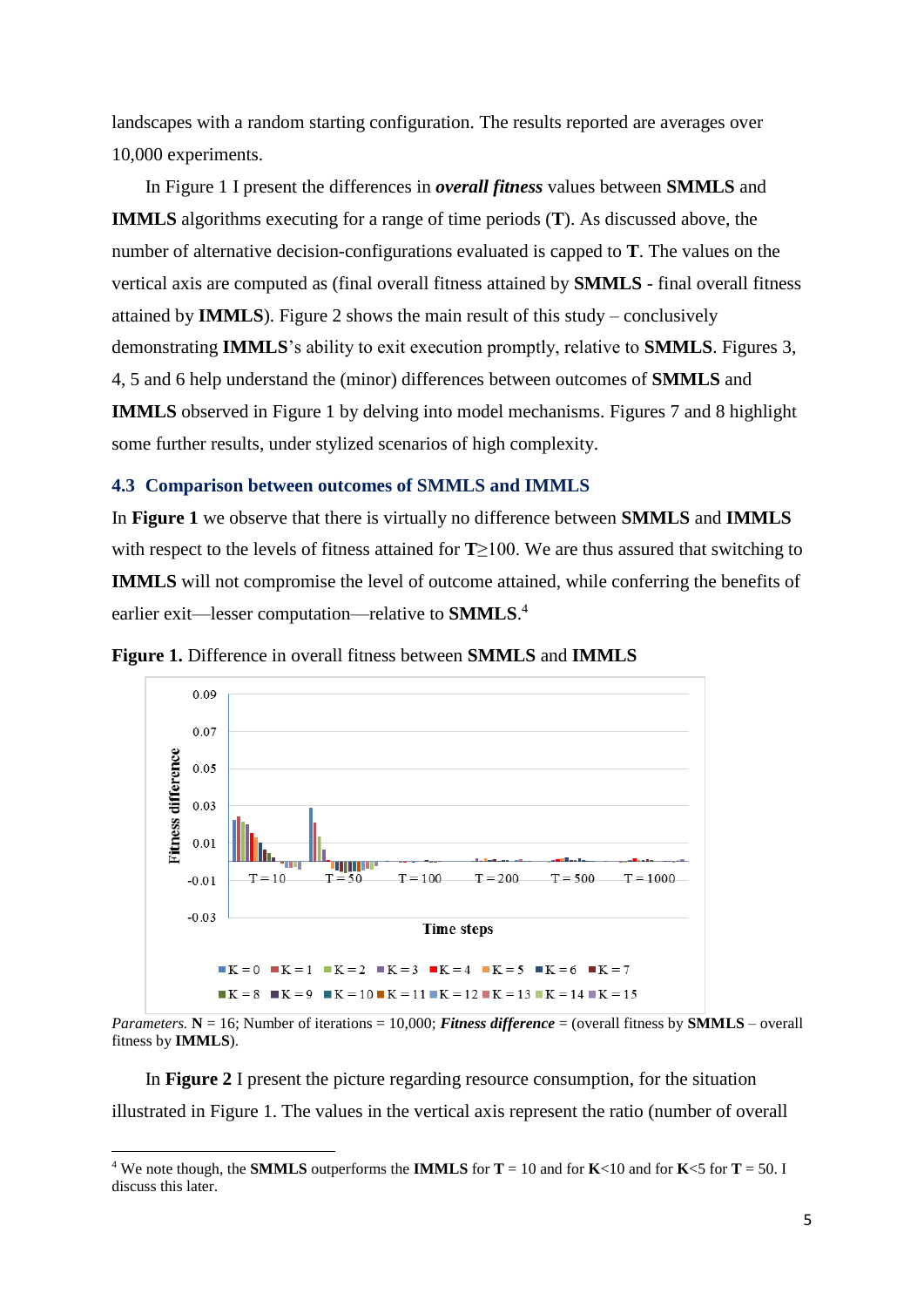landscapes with a random starting configuration. The results reported are averages over 10,000 experiments.

In Figure 1 I present the differences in ***overall fitness*** values between **SMMLS** and **IMMLS** algorithms executing for a range of time periods (**T**). As discussed above, the number of alternative decision-configurations evaluated is capped to **T**. The values on the vertical axis are computed as (final overall fitness attained by **SMMLS** - final overall fitness attained by **IMMLS**). Figure 2 shows the main result of this study – conclusively demonstrating **IMMLS**'s ability to exit execution promptly, relative to **SMMLS**. Figures 3, 4, 5 and 6 help understand the (minor) differences between outcomes of **SMMLS** and **IMMLS** observed in Figure 1 by delving into model mechanisms. Figures 7 and 8 highlight some further results, under stylized scenarios of high complexity.

### 4.3 Comparison between outcomes of SMMLS and IMMLS

In **Figure 1** we observe that there is virtually no difference between **SMMLS** and **IMMLS** with respect to the levels of fitness attained for **T**≥100. We are thus assured that switching to **IMMLS** will not compromise the level of outcome attained, while conferring the benefits of earlier exit—lesser computation—relative to **SMMLS**.[4]

**Figure 1.** Difference in overall fitness between **SMMLS** and **IMMLS**

*Parameters.* **N** = 16; Number of iterations = 10,000; ***Fitness difference*** = (overall fitness by **SMMLS** – overall fitness by **IMMLS**).

In **Figure 2** I present the picture regarding resource consumption, for the situation illustrated in Figure 1. The values in the vertical axis represent the ratio (number of overall

[4] We note though, the **SMMLS** outperforms the **IMMLS** for **T** = 10 and for **K**<10 and for **K**<5 for **T** = 50. I discuss this later.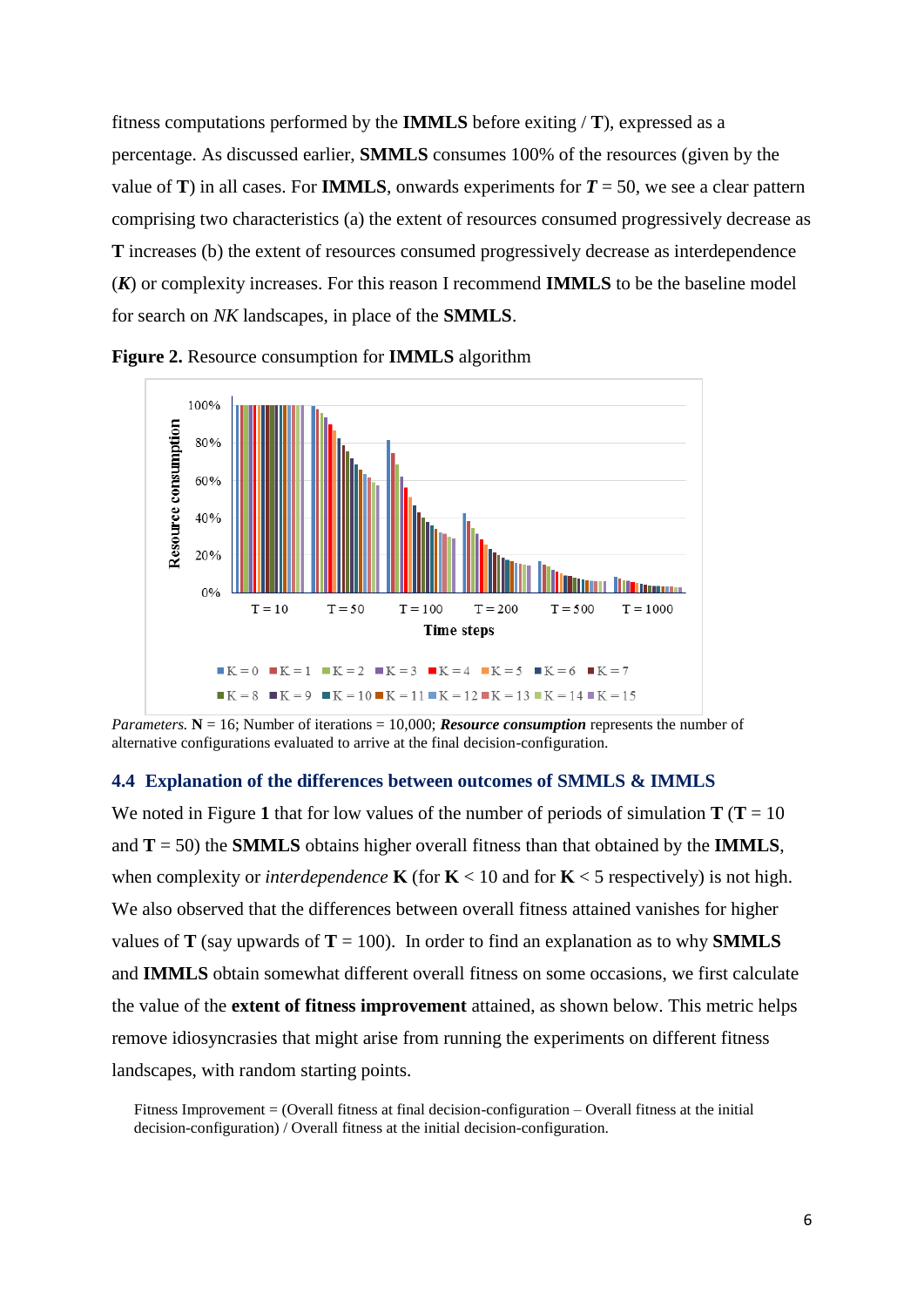fitness computations performed by the **IMMLS** before exiting / **T**), expressed as a percentage. As discussed earlier, **SMMLS** consumes 100% of the resources (given by the value of **T**) in all cases. For **IMMLS**, onwards experiments for ***T*** = 50, we see a clear pattern comprising two characteristics (a) the extent of resources consumed progressively decrease as **T** increases (b) the extent of resources consumed progressively decrease as interdependence (***K***) or complexity increases. For this reason I recommend **IMMLS** to be the baseline model for search on *NK* landscapes, in place of the **SMMLS**.

**Figure 2.** Resource consumption for **IMMLS** algorithm

*Parameters.* **N** = 16; Number of iterations = 10,000; ***Resource consumption*** represents the number of alternative configurations evaluated to arrive at the final decision-configuration.

### 4.4 Explanation of the differences between outcomes of SMMLS & IMMLS

We noted in Figure **1** that for low values of the number of periods of simulation **T** (**T** = 10 and **T** = 50) the **SMMLS** obtains higher overall fitness than that obtained by the **IMMLS**, when complexity or *interdependence* **K** (for **K** < 10 and for **K** < 5 respectively) is not high. We also observed that the differences between overall fitness attained vanishes for higher values of **T** (say upwards of **T** = 100). In order to find an explanation as to why **SMMLS** and **IMMLS** obtain somewhat different overall fitness on some occasions, we first calculate the value of the **extent of fitness improvement** attained, as shown below. This metric helps remove idiosyncrasies that might arise from running the experiments on different fitness landscapes, with random starting points.

Fitness Improvement = (Overall fitness at final decision-configuration – Overall fitness at the initial decision-configuration) / Overall fitness at the initial decision-configuration.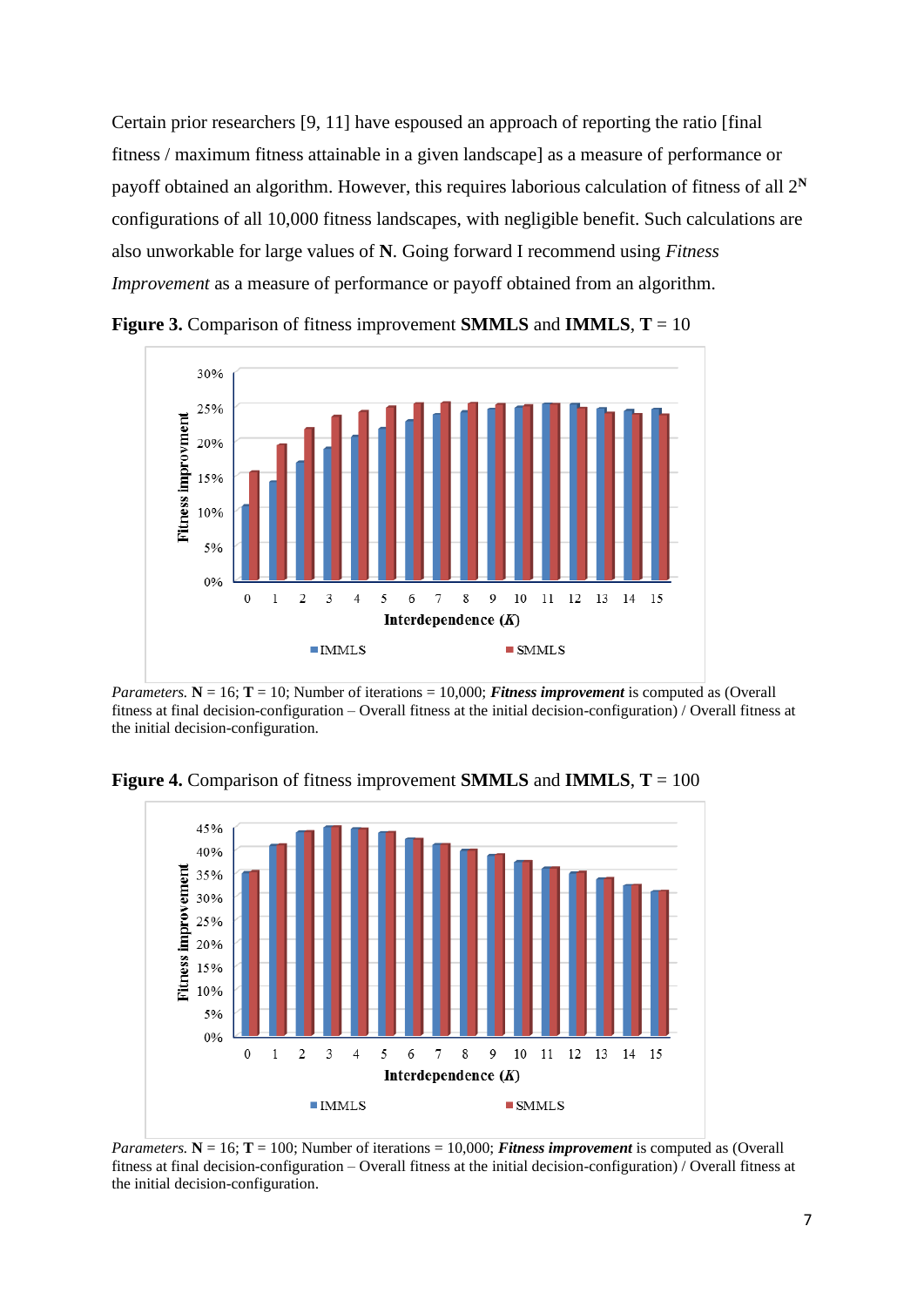Certain prior researchers [9, 11] have espoused an approach of reporting the ratio [final fitness / maximum fitness attainable in a given landscape] as a measure of performance or payoff obtained an algorithm. However, this requires laborious calculation of fitness of all $2^{\mathbf{N}}$ configurations of all 10,000 fitness landscapes, with negligible benefit. Such calculations are also unworkable for large values of **N**. Going forward I recommend using *Fitness Improvement* as a measure of performance or payoff obtained from an algorithm.

**Figure 3.** Comparison of fitness improvement **SMMLS** and **IMMLS**, **T** = 10

*Parameters.* **N** = 16; **T** = 10; Number of iterations = 10,000; ***Fitness improvement*** is computed as (Overall fitness at final decision-configuration – Overall fitness at the initial decision-configuration) / Overall fitness at the initial decision-configuration.

**Figure 4.** Comparison of fitness improvement **SMMLS** and **IMMLS**, **T** = 100

*Parameters.* **N** = 16; **T** = 100; Number of iterations = 10,000; ***Fitness improvement*** is computed as (Overall fitness at final decision-configuration – Overall fitness at the initial decision-configuration) / Overall fitness at the initial decision-configuration.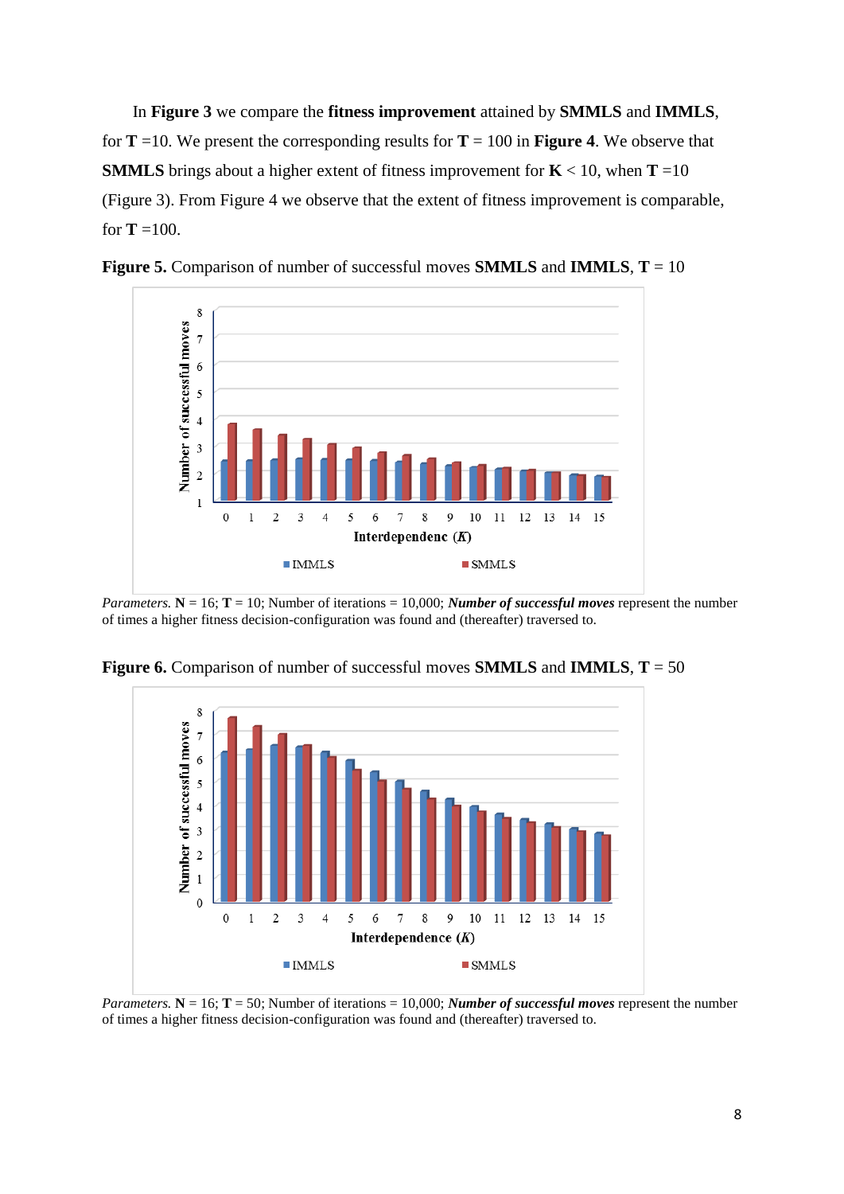In **Figure 3** we compare the **fitness improvement** attained by **SMMLS** and **IMMLS**, for **T** =10. We present the corresponding results for **T** = 100 in **Figure 4**. We observe that **SMMLS** brings about a higher extent of fitness improvement for **K** < 10, when **T** =10 (Figure 3). From Figure 4 we observe that the extent of fitness improvement is comparable, for **T** =100.

**Figure 5.** Comparison of number of successful moves **SMMLS** and **IMMLS**, **T** = 10

*Parameters.* **N** = 16; **T** = 10; Number of iterations = 10,000; ***Number of successful moves*** represent the number of times a higher fitness decision-configuration was found and (thereafter) traversed to.

**Figure 6.** Comparison of number of successful moves **SMMLS** and **IMMLS**, **T** = 50

*Parameters.* **N** = 16; **T** = 50; Number of iterations = 10,000; ***Number of successful moves*** represent the number of times a higher fitness decision-configuration was found and (thereafter) traversed to.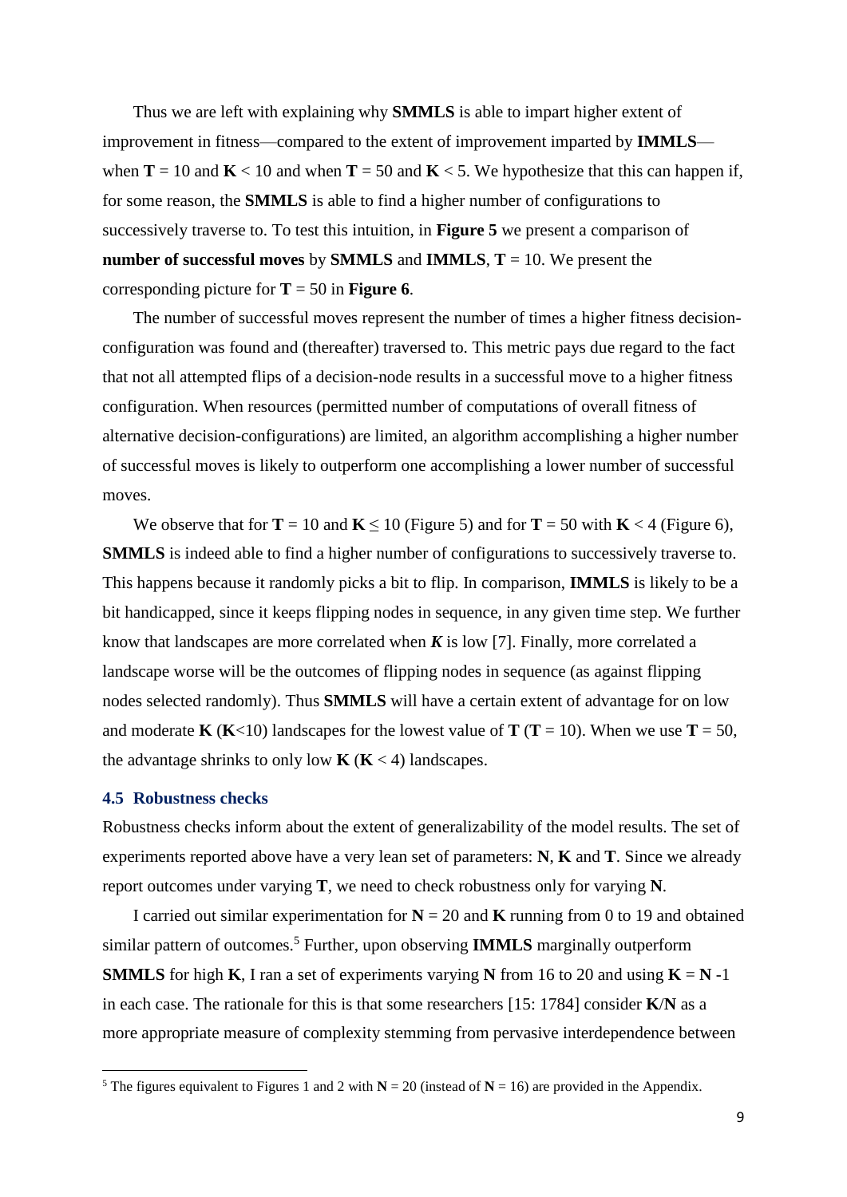Thus we are left with explaining why **SMMLS** is able to impart higher extent of improvement in fitness—compared to the extent of improvement imparted by **IMMLS**—when **T** = 10 and **K** < 10 and when **T** = 50 and **K** < 5. We hypothesize that this can happen if, for some reason, the **SMMLS** is able to find a higher number of configurations to successively traverse to. To test this intuition, in **Figure 5** we present a comparison of **number of successful moves** by **SMMLS** and **IMMLS**, **T** = 10. We present the corresponding picture for **T** = 50 in **Figure 6**.

The number of successful moves represent the number of times a higher fitness decision-configuration was found and (thereafter) traversed to. This metric pays due regard to the fact that not all attempted flips of a decision-node results in a successful move to a higher fitness configuration. When resources (permitted number of computations of overall fitness of alternative decision-configurations) are limited, an algorithm accomplishing a higher number of successful moves is likely to outperform one accomplishing a lower number of successful moves.

We observe that for **T** = 10 and **K** ≤ 10 (Figure 5) and for **T** = 50 with **K** < 4 (Figure 6), **SMMLS** is indeed able to find a higher number of configurations to successively traverse to. This happens because it randomly picks a bit to flip. In comparison, **IMMLS** is likely to be a bit handicapped, since it keeps flipping nodes in sequence, in any given time step. We further know that landscapes are more correlated when ***K*** is low [7]. Finally, more correlated a landscape worse will be the outcomes of flipping nodes in sequence (as against flipping nodes selected randomly). Thus **SMMLS** will have a certain extent of advantage for on low and moderate **K** (**K**<10) landscapes for the lowest value of **T** (**T** = 10). When we use **T** = 50, the advantage shrinks to only low **K** (**K** < 4) landscapes.

### 4.5 Robustness checks

Robustness checks inform about the extent of generalizability of the model results. The set of experiments reported above have a very lean set of parameters: **N**, **K** and **T**. Since we already report outcomes under varying **T**, we need to check robustness only for varying **N**.

I carried out similar experimentation for **N** = 20 and **K** running from 0 to 19 and obtained similar pattern of outcomes.[5] Further, upon observing **IMMLS** marginally outperform **SMMLS** for high **K**, I ran a set of experiments varying **N** from 16 to 20 and using **K** = **N** -1 in each case. The rationale for this is that some researchers [15: 1784] consider **K**/**N** as a more appropriate measure of complexity stemming from pervasive interdependence between

[5] The figures equivalent to Figures 1 and 2 with **N** = 20 (instead of **N** = 16) are provided in the Appendix.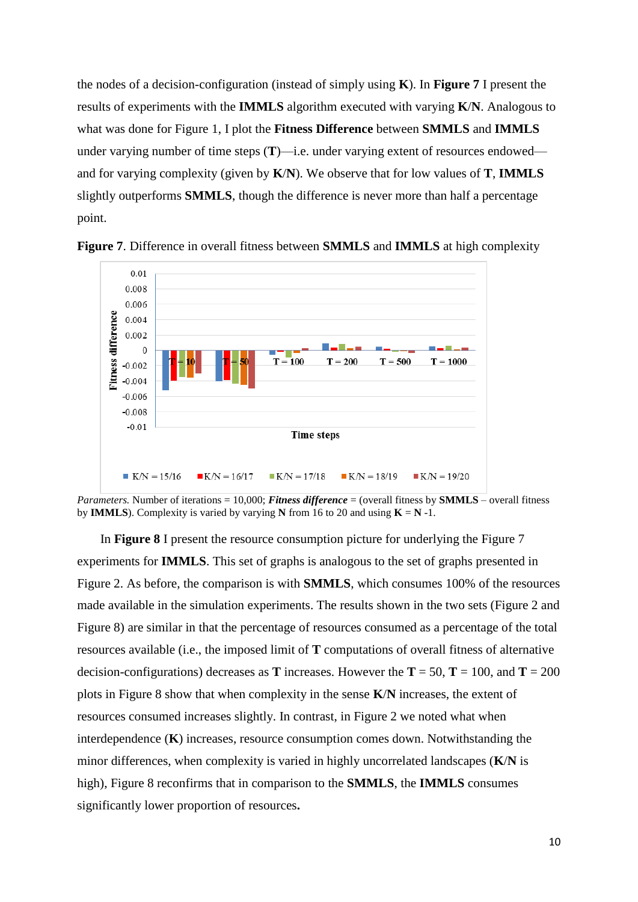the nodes of a decision-configuration (instead of simply using **K**). In **Figure 7** I present the results of experiments with the **IMMLS** algorithm executed with varying **K**/**N**. Analogous to what was done for Figure 1, I plot the **Fitness Difference** between **SMMLS** and **IMMLS** under varying number of time steps (**T**)—i.e. under varying extent of resources endowed—and for varying complexity (given by **K**/**N**). We observe that for low values of **T**, **IMMLS** slightly outperforms **SMMLS**, though the difference is never more than half a percentage point.

**Figure 7**. Difference in overall fitness between **SMMLS** and **IMMLS** at high complexity

*Parameters.* Number of iterations = 10,000; ***Fitness difference*** = (overall fitness by **SMMLS** – overall fitness by **IMMLS**). Complexity is varied by varying **N** from 16 to 20 and using **K** = **N** -1.

In **Figure 8** I present the resource consumption picture for underlying the Figure 7 experiments for **IMMLS**. This set of graphs is analogous to the set of graphs presented in Figure 2. As before, the comparison is with **SMMLS**, which consumes 100% of the resources made available in the simulation experiments. The results shown in the two sets (Figure 2 and Figure 8) are similar in that the percentage of resources consumed as a percentage of the total resources available (i.e., the imposed limit of **T** computations of overall fitness of alternative decision-configurations) decreases as **T** increases. However the **T** = 50, **T** = 100, and **T** = 200 plots in Figure 8 show that when complexity in the sense **K**/**N** increases, the extent of resources consumed increases slightly. In contrast, in Figure 2 we noted what when interdependence (**K**) increases, resource consumption comes down. Notwithstanding the minor differences, when complexity is varied in highly uncorrelated landscapes (**K**/**N** is high), Figure 8 reconfirms that in comparison to the **SMMLS**, the **IMMLS** consumes significantly lower proportion of resources**.**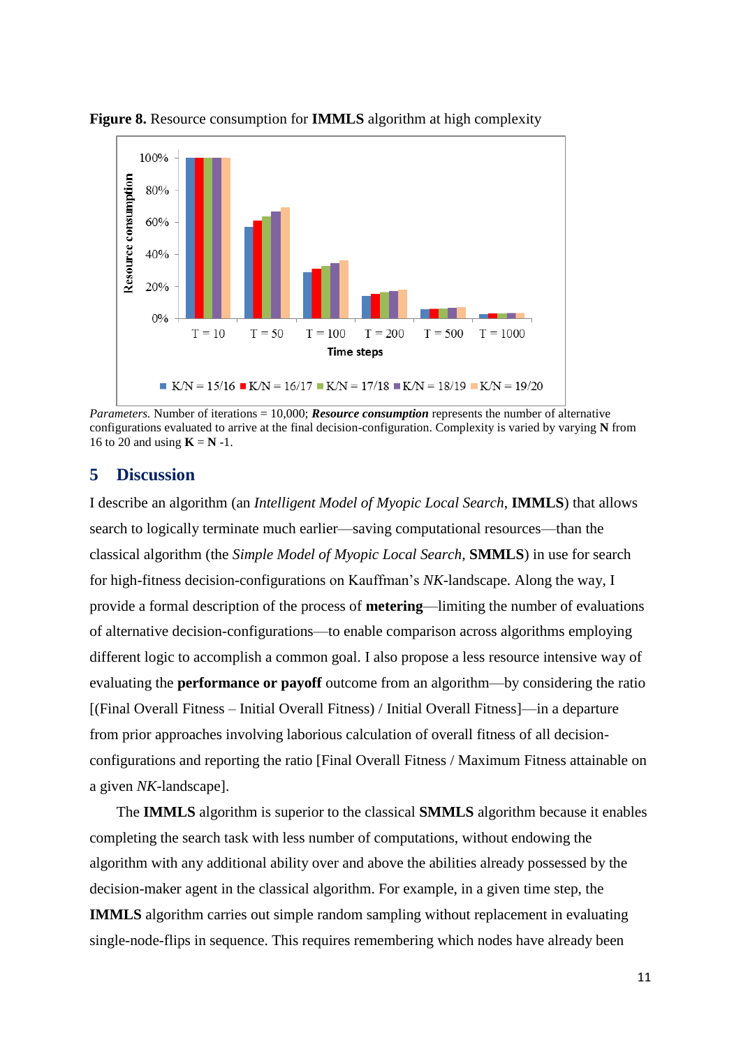**Figure 8.** Resource consumption for **IMMLS** algorithm at high complexity

*Parameters.* Number of iterations = 10,000; ***Resource consumption*** represents the number of alternative configurations evaluated to arrive at the final decision-configuration. Complexity is varied by varying **N** from 16 to 20 and using **K** = **N** -1.

## 5 Discussion

I describe an algorithm (an *Intelligent Model of Myopic Local Search*, **IMMLS**) that allows search to logically terminate much earlier—saving computational resources—than the classical algorithm (the *Simple Model of Myopic Local Search*, **SMMLS**) in use for search for high-fitness decision-configurations on Kauffman's *NK*-landscape. Along the way, I provide a formal description of the process of **metering**—limiting the number of evaluations of alternative decision-configurations—to enable comparison across algorithms employing different logic to accomplish a common goal. I also propose a less resource intensive way of evaluating the **performance or payoff** outcome from an algorithm—by considering the ratio [(Final Overall Fitness – Initial Overall Fitness) / Initial Overall Fitness]—in a departure from prior approaches involving laborious calculation of overall fitness of all decision-configurations and reporting the ratio [Final Overall Fitness / Maximum Fitness attainable on a given *NK*-landscape].

The **IMMLS** algorithm is superior to the classical **SMMLS** algorithm because it enables completing the search task with less number of computations, without endowing the algorithm with any additional ability over and above the abilities already possessed by the decision-maker agent in the classical algorithm. For example, in a given time step, the **IMMLS** algorithm carries out simple random sampling without replacement in evaluating single-node-flips in sequence. This requires remembering which nodes have already been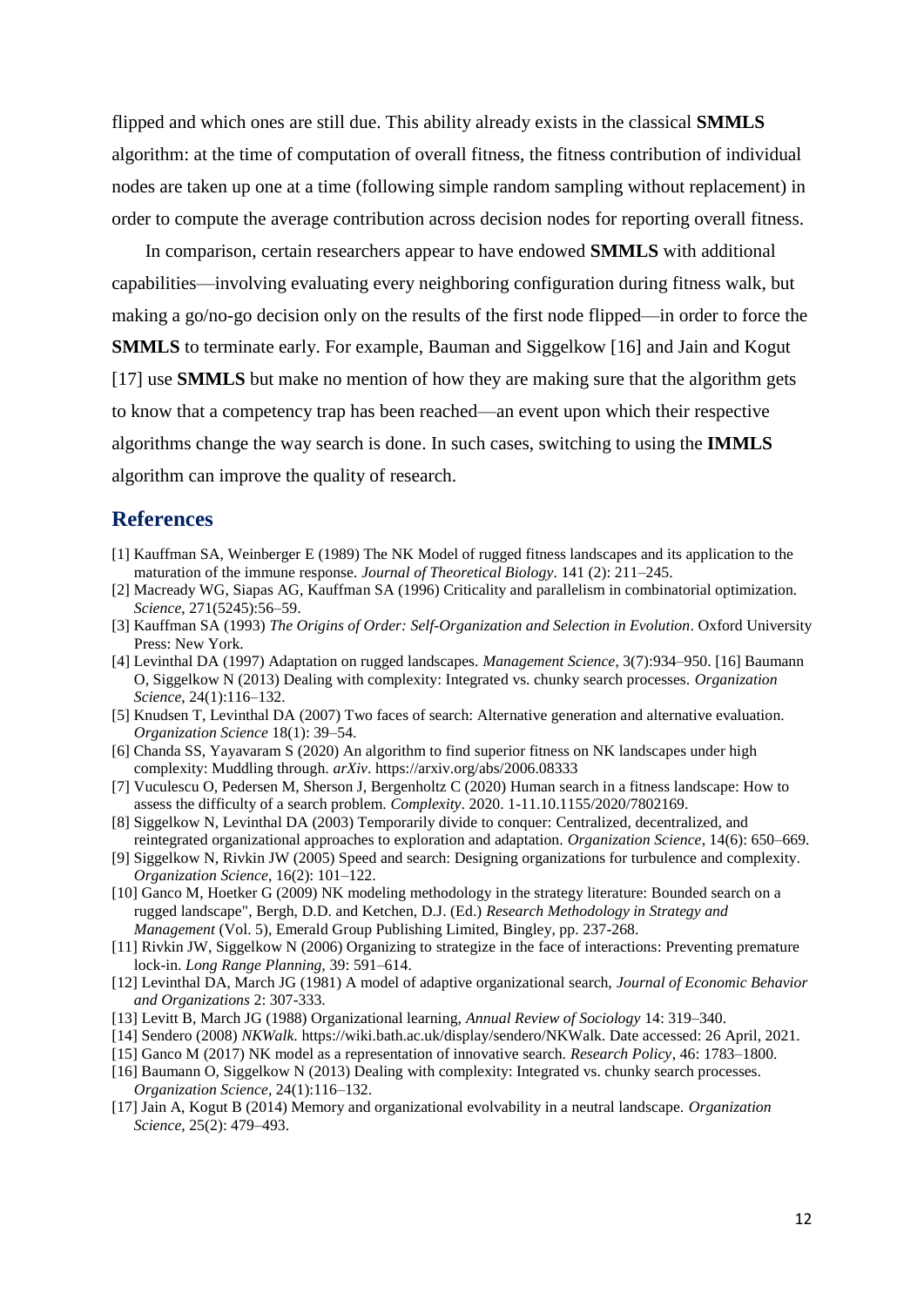flipped and which ones are still due. This ability already exists in the classical **SMMLS** algorithm: at the time of computation of overall fitness, the fitness contribution of individual nodes are taken up one at a time (following simple random sampling without replacement) in order to compute the average contribution across decision nodes for reporting overall fitness.

In comparison, certain researchers appear to have endowed **SMMLS** with additional capabilities—involving evaluating every neighboring configuration during fitness walk, but making a go/no-go decision only on the results of the first node flipped—in order to force the **SMMLS** to terminate early. For example, Bauman and Siggelkow [16] and Jain and Kogut [17] use **SMMLS** but make no mention of how they are making sure that the algorithm gets to know that a competency trap has been reached—an event upon which their respective algorithms change the way search is done. In such cases, switching to using the **IMMLS** algorithm can improve the quality of research.

## References

[1] Kauffman SA, Weinberger E (1989) The NK Model of rugged fitness landscapes and its application to the maturation of the immune response. *Journal of Theoretical Biology*. 141 (2): 211–245.

[2] Macready WG, Siapas AG, Kauffman SA (1996) Criticality and parallelism in combinatorial optimization. *Science*, 271(5245):56–59.

[3] Kauffman SA (1993) *The Origins of Order: Self-Organization and Selection in Evolution*. Oxford University Press: New York.

[4] Levinthal DA (1997) Adaptation on rugged landscapes. *Management Science*, 3(7):934–950. [16] Baumann O, Siggelkow N (2013) Dealing with complexity: Integrated vs. chunky search processes. *Organization Science*, 24(1):116–132.

[5] Knudsen T, Levinthal DA (2007) Two faces of search: Alternative generation and alternative evaluation. *Organization Science* 18(1): 39–54.

[6] Chanda SS, Yayavaram S (2020) An algorithm to find superior fitness on NK landscapes under high complexity: Muddling through. *arXiv*. https://arxiv.org/abs/2006.08333

[7] Vuculescu O, Pedersen M, Sherson J, Bergenholtz C (2020) Human search in a fitness landscape: How to assess the difficulty of a search problem. *Complexity*. 2020. 1-11.10.1155/2020/7802169.

[8] Siggelkow N, Levinthal DA (2003) Temporarily divide to conquer: Centralized, decentralized, and reintegrated organizational approaches to exploration and adaptation. *Organization Science*, 14(6): 650–669.

[9] Siggelkow N, Rivkin JW (2005) Speed and search: Designing organizations for turbulence and complexity. *Organization Science*, 16(2): 101–122.

[10] Ganco M, Hoetker G (2009) NK modeling methodology in the strategy literature: Bounded search on a rugged landscape", Bergh, D.D. and Ketchen, D.J. (Ed.) *Research Methodology in Strategy and Management* (Vol. 5), Emerald Group Publishing Limited, Bingley, pp. 237-268.

[11] Rivkin JW, Siggelkow N (2006) Organizing to strategize in the face of interactions: Preventing premature lock-in. *Long Range Planning*, 39: 591–614.

[12] Levinthal DA, March JG (1981) A model of adaptive organizational search, *Journal of Economic Behavior and Organizations* 2: 307-333.

[13] Levitt B, March JG (1988) Organizational learning, *Annual Review of Sociology* 14: 319–340.

[14] Sendero (2008) *NKWalk*. https://wiki.bath.ac.uk/display/sendero/NKWalk. Date accessed: 26 April, 2021.

[15] Ganco M (2017) NK model as a representation of innovative search. *Research Policy*, 46: 1783–1800.

[16] Baumann O, Siggelkow N (2013) Dealing with complexity: Integrated vs. chunky search processes. *Organization Science*, 24(1):116–132.

[17] Jain A, Kogut B (2014) Memory and organizational evolvability in a neutral landscape. *Organization Science*, 25(2): 479–493.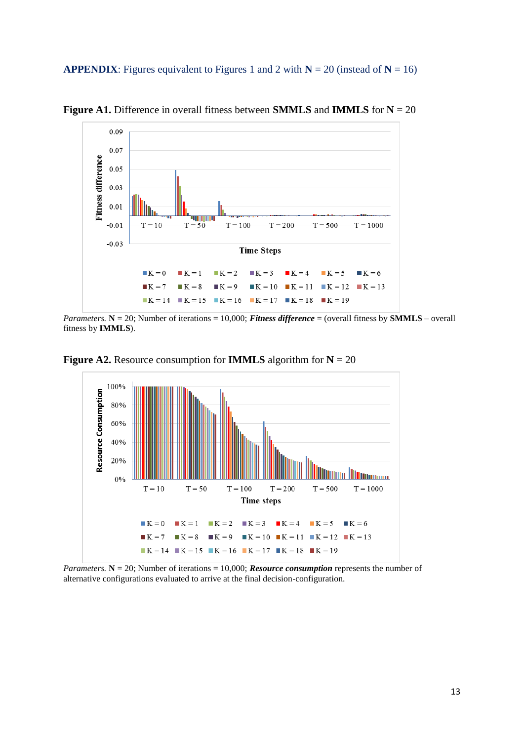**APPENDIX**: Figures equivalent to Figures 1 and 2 with **N** = 20 (instead of **N** = 16)

**Figure A1.** Difference in overall fitness between **SMMLS** and **IMMLS** for **N** = 20

Fitness difference

0.09
0.07
0.05
0.03
0.01
-0.01
-0.03

T = 10
T = 50
T = 100
T = 200
T = 500
T = 1000

Time Steps

K = 0 K = 1 K = 2 K = 3 K = 4 K = 5 K = 6
K = 7 K = 8 K = 9 K = 10 K = 11 K = 12 K = 13
K = 14 K = 15 K = 16 K = 17 K = 18 K = 19

*Parameters.* **N** = 20; Number of iterations = 10,000; ***Fitness difference*** = (overall fitness by **SMMLS** – overall fitness by **IMMLS**).

**Figure A2.** Resource consumption for **IMMLS** algorithm for **N** = 20

Resource Consumption

100%
80%
60%
40%
20%
0%

T = 10
T = 50
T = 100
T = 200
T = 500
T = 1000

Time steps

K = 0 K = 1 K = 2 K = 3 K = 4 K = 5 K = 6
K = 7 K = 8 K = 9 K = 10 K = 11 K = 12 K = 13
K = 14 K = 15 K = 16 K = 17 K = 18 K = 19

*Parameters.* **N** = 20; Number of iterations = 10,000; ***Resource consumption*** represents the number of alternative configurations evaluated to arrive at the final decision-configuration.